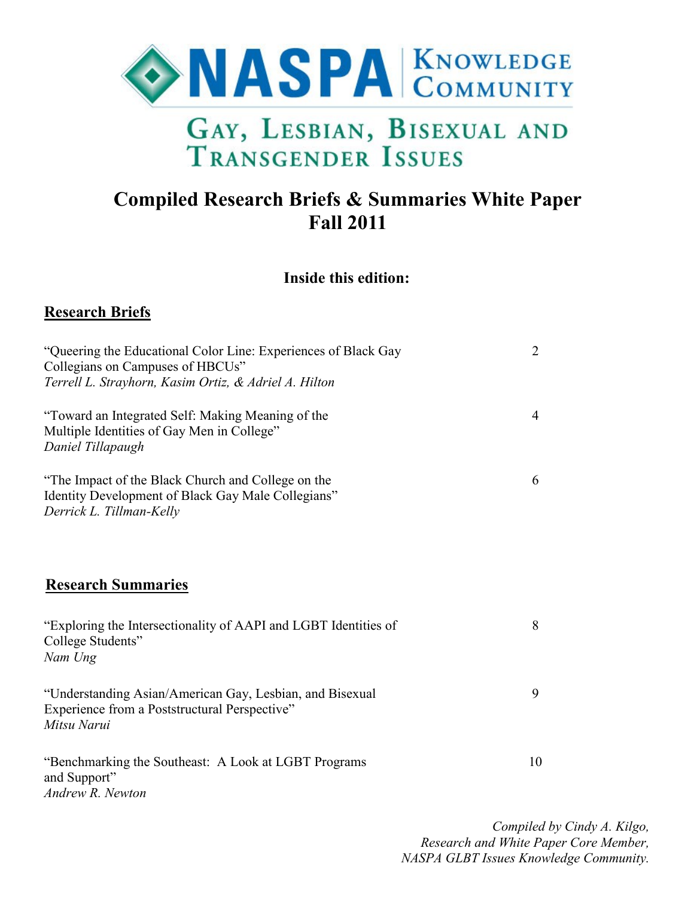NASPA Knowledge Community

Gay, Lesbian, Bisexual and Transgender Issues

# Compiled Research Briefs & Summaries White Paper
# Fall 2011

**Inside this edition:**

## Research Briefs

"Queering the Educational Color Line: Experiences of Black Gay Collegians on Campuses of HBCUs" — 2
*Terrell L. Strayhorn, Kasim Ortiz, & Adriel A. Hilton*

"Toward an Integrated Self: Making Meaning of the Multiple Identities of Gay Men in College" — 4
*Daniel Tillapaugh*

"The Impact of the Black Church and College on the Identity Development of Black Gay Male Collegians" — 6
*Derrick L. Tillman-Kelly*

## Research Summaries

"Exploring the Intersectionality of AAPI and LGBT Identities of College Students" — 8
*Nam Ung*

"Understanding Asian/American Gay, Lesbian, and Bisexual Experience from a Poststructural Perspective" — 9
*Mitsu Narui*

"Benchmarking the Southeast: A Look at LGBT Programs and Support" — 10
*Andrew R. Newton*

*Compiled by Cindy A. Kilgo,*
*Research and White Paper Core Member,*
*NASPA GLBT Issues Knowledge Community.*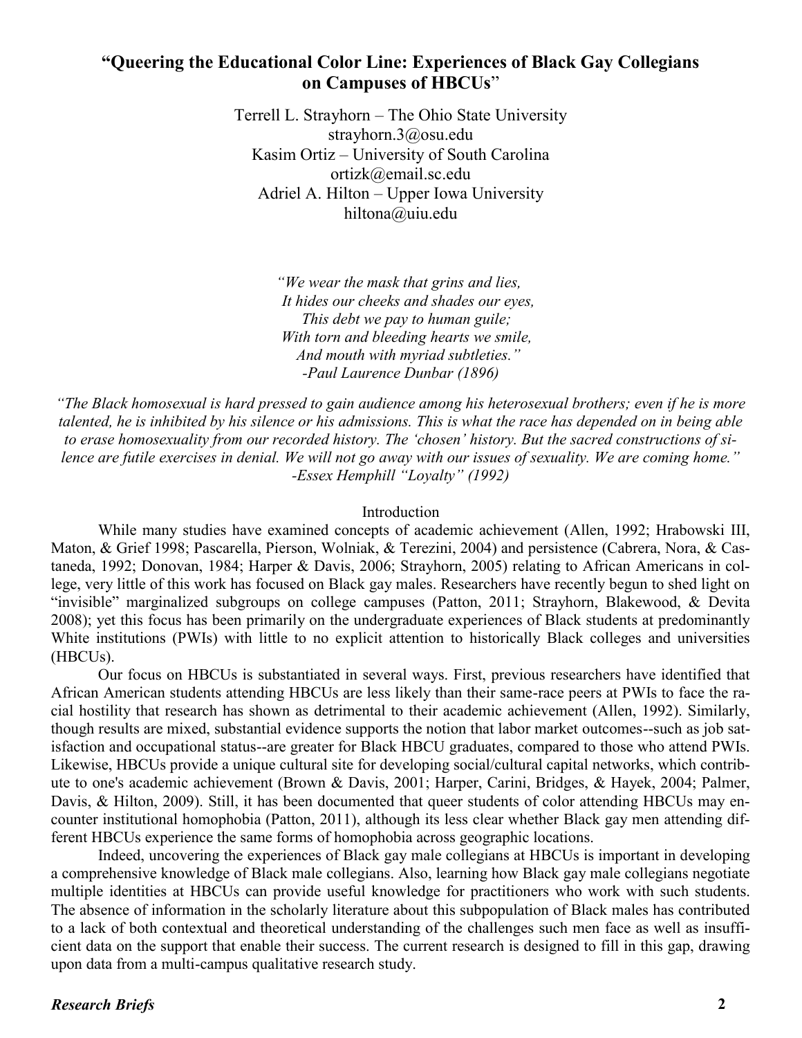# "Queering the Educational Color Line: Experiences of Black Gay Collegians on Campuses of HBCUs"

Terrell L. Strayhorn – The Ohio State University
strayhorn.3@osu.edu
Kasim Ortiz – University of South Carolina
ortizk@email.sc.edu
Adriel A. Hilton – Upper Iowa University
hiltona@uiu.edu

*"We wear the mask that grins and lies,*
*It hides our cheeks and shades our eyes,*
*This debt we pay to human guile;*
*With torn and bleeding hearts we smile,*
*And mouth with myriad subtleties."*
*-Paul Laurence Dunbar (1896)*

*"The Black homosexual is hard pressed to gain audience among his heterosexual brothers; even if he is more talented, he is inhibited by his silence or his admissions. This is what the race has depended on in being able to erase homosexuality from our recorded history. The 'chosen' history. But the sacred constructions of silence are futile exercises in denial. We will not go away with our issues of sexuality. We are coming home."*
*-Essex Hemphill "Loyalty" (1992)*

## Introduction

While many studies have examined concepts of academic achievement (Allen, 1992; Hrabowski III, Maton, & Grief 1998; Pascarella, Pierson, Wolniak, & Terezini, 2004) and persistence (Cabrera, Nora, & Castaneda, 1992; Donovan, 1984; Harper & Davis, 2006; Strayhorn, 2005) relating to African Americans in college, very little of this work has focused on Black gay males. Researchers have recently begun to shed light on "invisible" marginalized subgroups on college campuses (Patton, 2011; Strayhorn, Blakewood, & Devita 2008); yet this focus has been primarily on the undergraduate experiences of Black students at predominantly White institutions (PWIs) with little to no explicit attention to historically Black colleges and universities (HBCUs).

Our focus on HBCUs is substantiated in several ways. First, previous researchers have identified that African American students attending HBCUs are less likely than their same-race peers at PWIs to face the racial hostility that research has shown as detrimental to their academic achievement (Allen, 1992). Similarly, though results are mixed, substantial evidence supports the notion that labor market outcomes--such as job satisfaction and occupational status--are greater for Black HBCU graduates, compared to those who attend PWIs. Likewise, HBCUs provide a unique cultural site for developing social/cultural capital networks, which contribute to one's academic achievement (Brown & Davis, 2001; Harper, Carini, Bridges, & Hayek, 2004; Palmer, Davis, & Hilton, 2009). Still, it has been documented that queer students of color attending HBCUs may encounter institutional homophobia (Patton, 2011), although its less clear whether Black gay men attending different HBCUs experience the same forms of homophobia across geographic locations.

Indeed, uncovering the experiences of Black gay male collegians at HBCUs is important in developing a comprehensive knowledge of Black male collegians. Also, learning how Black gay male collegians negotiate multiple identities at HBCUs can provide useful knowledge for practitioners who work with such students. The absence of information in the scholarly literature about this subpopulation of Black males has contributed to a lack of both contextual and theoretical understanding of the challenges such men face as well as insufficient data on the support that enable their success. The current research is designed to fill in this gap, drawing upon data from a multi-campus qualitative research study.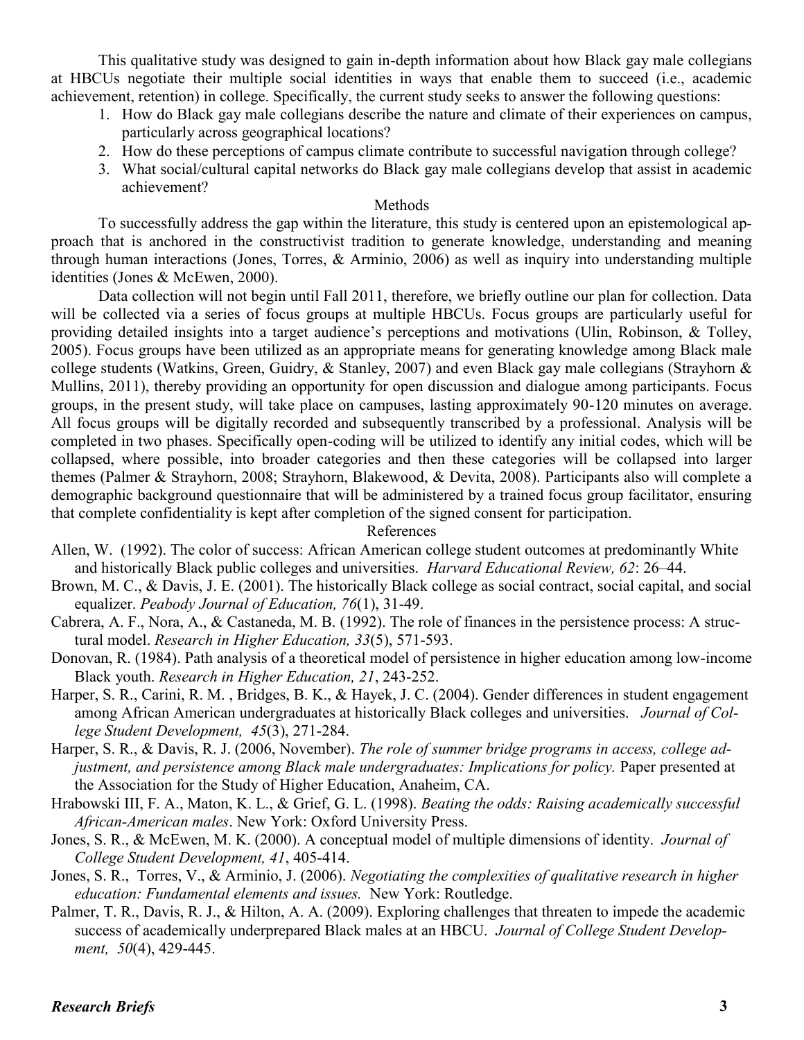This qualitative study was designed to gain in-depth information about how Black gay male collegians at HBCUs negotiate their multiple social identities in ways that enable them to succeed (i.e., academic achievement, retention) in college. Specifically, the current study seeks to answer the following questions:

1. How do Black gay male collegians describe the nature and climate of their experiences on campus, particularly across geographical locations?
2. How do these perceptions of campus climate contribute to successful navigation through college?
3. What social/cultural capital networks do Black gay male collegians develop that assist in academic achievement?

## Methods

To successfully address the gap within the literature, this study is centered upon an epistemological approach that is anchored in the constructivist tradition to generate knowledge, understanding and meaning through human interactions (Jones, Torres, & Arminio, 2006) as well as inquiry into understanding multiple identities (Jones & McEwen, 2000).

Data collection will not begin until Fall 2011, therefore, we briefly outline our plan for collection. Data will be collected via a series of focus groups at multiple HBCUs. Focus groups are particularly useful for providing detailed insights into a target audience's perceptions and motivations (Ulin, Robinson, & Tolley, 2005). Focus groups have been utilized as an appropriate means for generating knowledge among Black male college students (Watkins, Green, Guidry, & Stanley, 2007) and even Black gay male collegians (Strayhorn & Mullins, 2011), thereby providing an opportunity for open discussion and dialogue among participants. Focus groups, in the present study, will take place on campuses, lasting approximately 90-120 minutes on average. All focus groups will be digitally recorded and subsequently transcribed by a professional. Analysis will be completed in two phases. Specifically open-coding will be utilized to identify any initial codes, which will be collapsed, where possible, into broader categories and then these categories will be collapsed into larger themes (Palmer & Strayhorn, 2008; Strayhorn, Blakewood, & Devita, 2008). Participants also will complete a demographic background questionnaire that will be administered by a trained focus group facilitator, ensuring that complete confidentiality is kept after completion of the signed consent for participation.

## References

Allen, W. (1992). The color of success: African American college student outcomes at predominantly White and historically Black public colleges and universities. *Harvard Educational Review, 62*: 26–44.

Brown, M. C., & Davis, J. E. (2001). The historically Black college as social contract, social capital, and social equalizer. *Peabody Journal of Education, 76*(1), 31-49.

Cabrera, A. F., Nora, A., & Castaneda, M. B. (1992). The role of finances in the persistence process: A structural model. *Research in Higher Education, 33*(5), 571-593.

Donovan, R. (1984). Path analysis of a theoretical model of persistence in higher education among low-income Black youth. *Research in Higher Education, 21*, 243-252.

Harper, S. R., Carini, R. M. , Bridges, B. K., & Hayek, J. C. (2004). Gender differences in student engagement among African American undergraduates at historically Black colleges and universities. *Journal of College Student Development, 45*(3), 271-284.

Harper, S. R., & Davis, R. J. (2006, November). *The role of summer bridge programs in access, college adjustment, and persistence among Black male undergraduates: Implications for policy.* Paper presented at the Association for the Study of Higher Education, Anaheim, CA.

Hrabowski III, F. A., Maton, K. L., & Grief, G. L. (1998). *Beating the odds: Raising academically successful African-American males*. New York: Oxford University Press.

Jones, S. R., & McEwen, M. K. (2000). A conceptual model of multiple dimensions of identity. *Journal of College Student Development, 41*, 405-414.

Jones, S. R., Torres, V., & Arminio, J. (2006). *Negotiating the complexities of qualitative research in higher education: Fundamental elements and issues.* New York: Routledge.

Palmer, T. R., Davis, R. J., & Hilton, A. A. (2009). Exploring challenges that threaten to impede the academic success of academically underprepared Black males at an HBCU. *Journal of College Student Development, 50*(4), 429-445.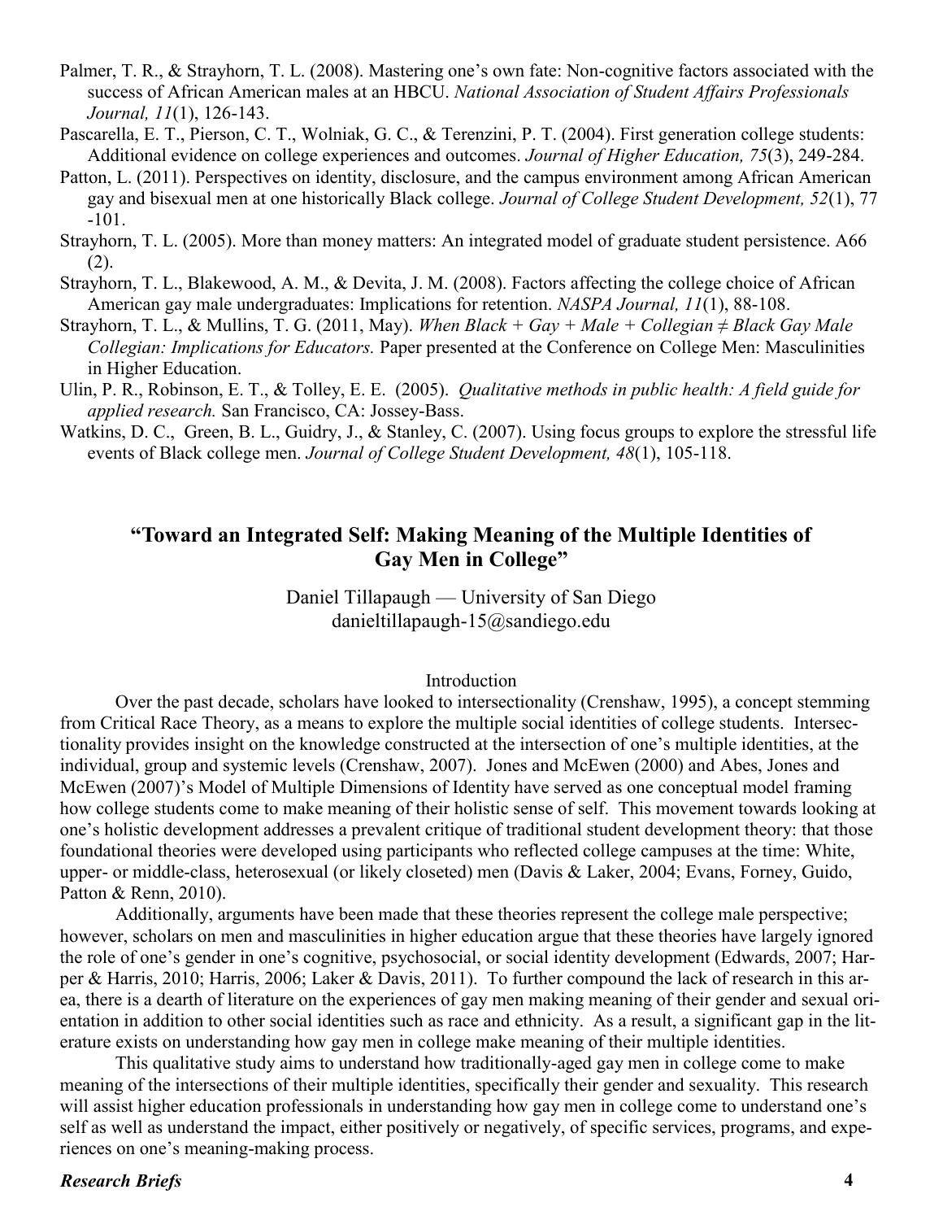Palmer, T. R., & Strayhorn, T. L. (2008). Mastering one's own fate: Non-cognitive factors associated with the success of African American males at an HBCU. *National Association of Student Affairs Professionals Journal, 11*(1), 126-143.

Pascarella, E. T., Pierson, C. T., Wolniak, G. C., & Terenzini, P. T. (2004). First generation college students: Additional evidence on college experiences and outcomes. *Journal of Higher Education, 75*(3), 249-284.

Patton, L. (2011). Perspectives on identity, disclosure, and the campus environment among African American gay and bisexual men at one historically Black college. *Journal of College Student Development, 52*(1), 77-101.

Strayhorn, T. L. (2005). More than money matters: An integrated model of graduate student persistence. A66 (2).

Strayhorn, T. L., Blakewood, A. M., & Devita, J. M. (2008). Factors affecting the college choice of African American gay male undergraduates: Implications for retention. *NASPA Journal, 11*(1), 88-108.

Strayhorn, T. L., & Mullins, T. G. (2011, May). *When Black + Gay + Male + Collegian ≠ Black Gay Male Collegian: Implications for Educators.* Paper presented at the Conference on College Men: Masculinities in Higher Education.

Ulin, P. R., Robinson, E. T., & Tolley, E. E. (2005). *Qualitative methods in public health: A field guide for applied research.* San Francisco, CA: Jossey-Bass.

Watkins, D. C., Green, B. L., Guidry, J., & Stanley, C. (2007). Using focus groups to explore the stressful life events of Black college men. *Journal of College Student Development, 48*(1), 105-118.

## "Toward an Integrated Self: Making Meaning of the Multiple Identities of Gay Men in College"

Daniel Tillapaugh — University of San Diego
danieltillapaugh-15@sandiego.edu

### Introduction

Over the past decade, scholars have looked to intersectionality (Crenshaw, 1995), a concept stemming from Critical Race Theory, as a means to explore the multiple social identities of college students. Intersectionality provides insight on the knowledge constructed at the intersection of one's multiple identities, at the individual, group and systemic levels (Crenshaw, 2007). Jones and McEwen (2000) and Abes, Jones and McEwen (2007)'s Model of Multiple Dimensions of Identity have served as one conceptual model framing how college students come to make meaning of their holistic sense of self. This movement towards looking at one's holistic development addresses a prevalent critique of traditional student development theory: that those foundational theories were developed using participants who reflected college campuses at the time: White, upper- or middle-class, heterosexual (or likely closeted) men (Davis & Laker, 2004; Evans, Forney, Guido, Patton & Renn, 2010).

Additionally, arguments have been made that these theories represent the college male perspective; however, scholars on men and masculinities in higher education argue that these theories have largely ignored the role of one's gender in one's cognitive, psychosocial, or social identity development (Edwards, 2007; Harper & Harris, 2010; Harris, 2006; Laker & Davis, 2011). To further compound the lack of research in this area, there is a dearth of literature on the experiences of gay men making meaning of their gender and sexual orientation in addition to other social identities such as race and ethnicity. As a result, a significant gap in the literature exists on understanding how gay men in college make meaning of their multiple identities.

This qualitative study aims to understand how traditionally-aged gay men in college come to make meaning of the intersections of their multiple identities, specifically their gender and sexuality. This research will assist higher education professionals in understanding how gay men in college come to understand one's self as well as understand the impact, either positively or negatively, of specific services, programs, and experiences on one's meaning-making process.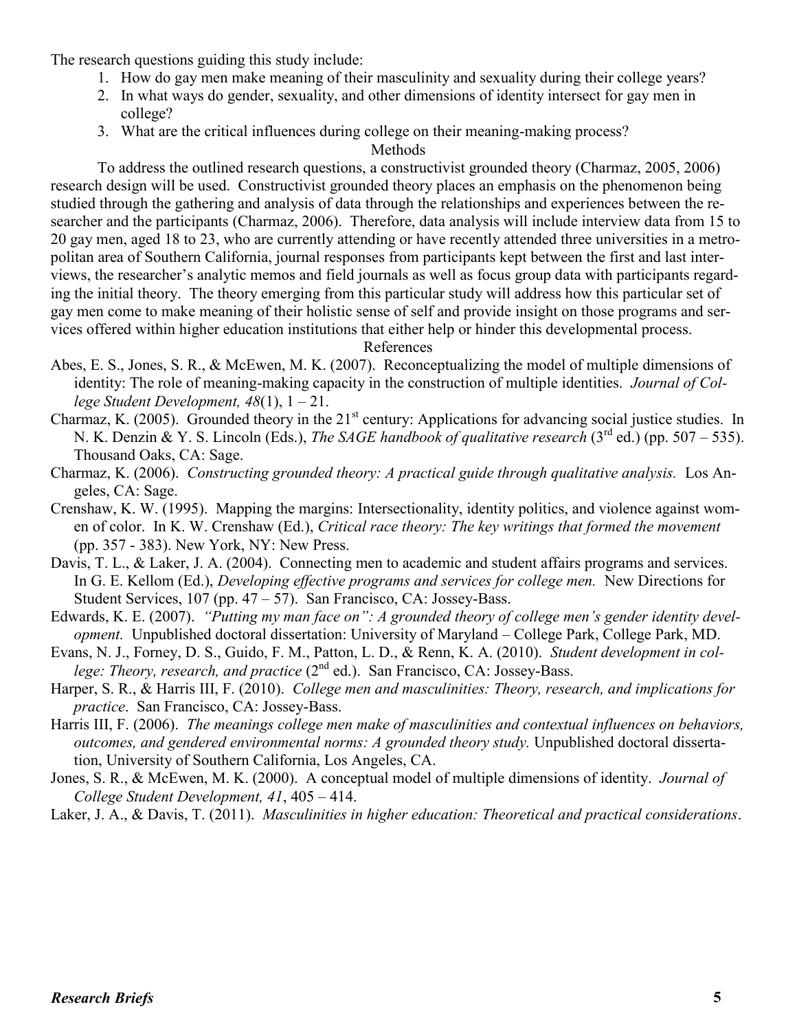The research questions guiding this study include:

1. How do gay men make meaning of their masculinity and sexuality during their college years?
2. In what ways do gender, sexuality, and other dimensions of identity intersect for gay men in college?
3. What are the critical influences during college on their meaning-making process?

## Methods

To address the outlined research questions, a constructivist grounded theory (Charmaz, 2005, 2006) research design will be used. Constructivist grounded theory places an emphasis on the phenomenon being studied through the gathering and analysis of data through the relationships and experiences between the researcher and the participants (Charmaz, 2006). Therefore, data analysis will include interview data from 15 to 20 gay men, aged 18 to 23, who are currently attending or have recently attended three universities in a metropolitan area of Southern California, journal responses from participants kept between the first and last interviews, the researcher's analytic memos and field journals as well as focus group data with participants regarding the initial theory. The theory emerging from this particular study will address how this particular set of gay men come to make meaning of their holistic sense of self and provide insight on those programs and services offered within higher education institutions that either help or hinder this developmental process.

## References

Abes, E. S., Jones, S. R., & McEwen, M. K. (2007). Reconceptualizing the model of multiple dimensions of identity: The role of meaning-making capacity in the construction of multiple identities. *Journal of College Student Development, 48*(1), 1 – 21.

Charmaz, K. (2005). Grounded theory in the 21st century: Applications for advancing social justice studies. In N. K. Denzin & Y. S. Lincoln (Eds.), *The SAGE handbook of qualitative research* (3rd ed.) (pp. 507 – 535). Thousand Oaks, CA: Sage.

Charmaz, K. (2006). *Constructing grounded theory: A practical guide through qualitative analysis.* Los Angeles, CA: Sage.

Crenshaw, K. W. (1995). Mapping the margins: Intersectionality, identity politics, and violence against women of color. In K. W. Crenshaw (Ed.), *Critical race theory: The key writings that formed the movement* (pp. 357 - 383). New York, NY: New Press.

Davis, T. L., & Laker, J. A. (2004). Connecting men to academic and student affairs programs and services. In G. E. Kellom (Ed.), *Developing effective programs and services for college men.* New Directions for Student Services, 107 (pp. 47 – 57). San Francisco, CA: Jossey-Bass.

Edwards, K. E. (2007). *"Putting my man face on": A grounded theory of college men's gender identity development.* Unpublished doctoral dissertation: University of Maryland – College Park, College Park, MD.

Evans, N. J., Forney, D. S., Guido, F. M., Patton, L. D., & Renn, K. A. (2010). *Student development in college: Theory, research, and practice* (2nd ed.). San Francisco, CA: Jossey-Bass.

Harper, S. R., & Harris III, F. (2010). *College men and masculinities: Theory, research, and implications for practice*. San Francisco, CA: Jossey-Bass.

Harris III, F. (2006). *The meanings college men make of masculinities and contextual influences on behaviors, outcomes, and gendered environmental norms: A grounded theory study.* Unpublished doctoral dissertation, University of Southern California, Los Angeles, CA.

Jones, S. R., & McEwen, M. K. (2000). A conceptual model of multiple dimensions of identity. *Journal of College Student Development, 41*, 405 – 414.

Laker, J. A., & Davis, T. (2011). *Masculinities in higher education: Theoretical and practical considerations*.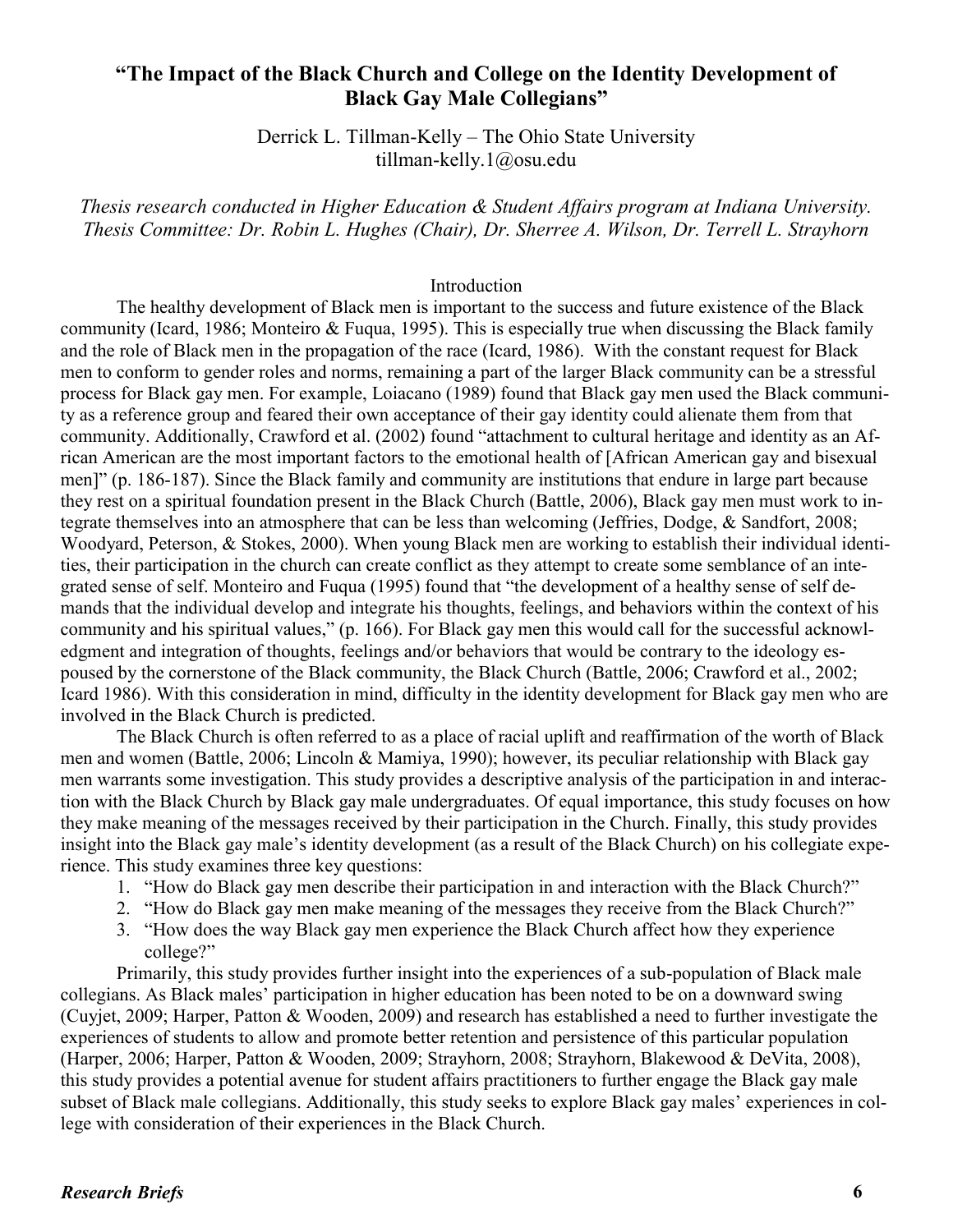## "The Impact of the Black Church and College on the Identity Development of Black Gay Male Collegians"

Derrick L. Tillman-Kelly – The Ohio State University
tillman-kelly.1@osu.edu

*Thesis research conducted in Higher Education & Student Affairs program at Indiana University. Thesis Committee: Dr. Robin L. Hughes (Chair), Dr. Sherree A. Wilson, Dr. Terrell L. Strayhorn*

### Introduction

The healthy development of Black men is important to the success and future existence of the Black community (Icard, 1986; Monteiro & Fuqua, 1995). This is especially true when discussing the Black family and the role of Black men in the propagation of the race (Icard, 1986). With the constant request for Black men to conform to gender roles and norms, remaining a part of the larger Black community can be a stressful process for Black gay men. For example, Loiacano (1989) found that Black gay men used the Black community as a reference group and feared their own acceptance of their gay identity could alienate them from that community. Additionally, Crawford et al. (2002) found "attachment to cultural heritage and identity as an African American are the most important factors to the emotional health of [African American gay and bisexual men]" (p. 186-187). Since the Black family and community are institutions that endure in large part because they rest on a spiritual foundation present in the Black Church (Battle, 2006), Black gay men must work to integrate themselves into an atmosphere that can be less than welcoming (Jeffries, Dodge, & Sandfort, 2008; Woodyard, Peterson, & Stokes, 2000). When young Black men are working to establish their individual identities, their participation in the church can create conflict as they attempt to create some semblance of an integrated sense of self. Monteiro and Fuqua (1995) found that "the development of a healthy sense of self demands that the individual develop and integrate his thoughts, feelings, and behaviors within the context of his community and his spiritual values," (p. 166). For Black gay men this would call for the successful acknowledgment and integration of thoughts, feelings and/or behaviors that would be contrary to the ideology espoused by the cornerstone of the Black community, the Black Church (Battle, 2006; Crawford et al., 2002; Icard 1986). With this consideration in mind, difficulty in the identity development for Black gay men who are involved in the Black Church is predicted.

The Black Church is often referred to as a place of racial uplift and reaffirmation of the worth of Black men and women (Battle, 2006; Lincoln & Mamiya, 1990); however, its peculiar relationship with Black gay men warrants some investigation. This study provides a descriptive analysis of the participation in and interaction with the Black Church by Black gay male undergraduates. Of equal importance, this study focuses on how they make meaning of the messages received by their participation in the Church. Finally, this study provides insight into the Black gay male's identity development (as a result of the Black Church) on his collegiate experience. This study examines three key questions:

1. "How do Black gay men describe their participation in and interaction with the Black Church?"
2. "How do Black gay men make meaning of the messages they receive from the Black Church?"
3. "How does the way Black gay men experience the Black Church affect how they experience college?"

Primarily, this study provides further insight into the experiences of a sub-population of Black male collegians. As Black males' participation in higher education has been noted to be on a downward swing (Cuyjet, 2009; Harper, Patton & Wooden, 2009) and research has established a need to further investigate the experiences of students to allow and promote better retention and persistence of this particular population (Harper, 2006; Harper, Patton & Wooden, 2009; Strayhorn, 2008; Strayhorn, Blakewood & DeVita, 2008), this study provides a potential avenue for student affairs practitioners to further engage the Black gay male subset of Black male collegians. Additionally, this study seeks to explore Black gay males' experiences in college with consideration of their experiences in the Black Church.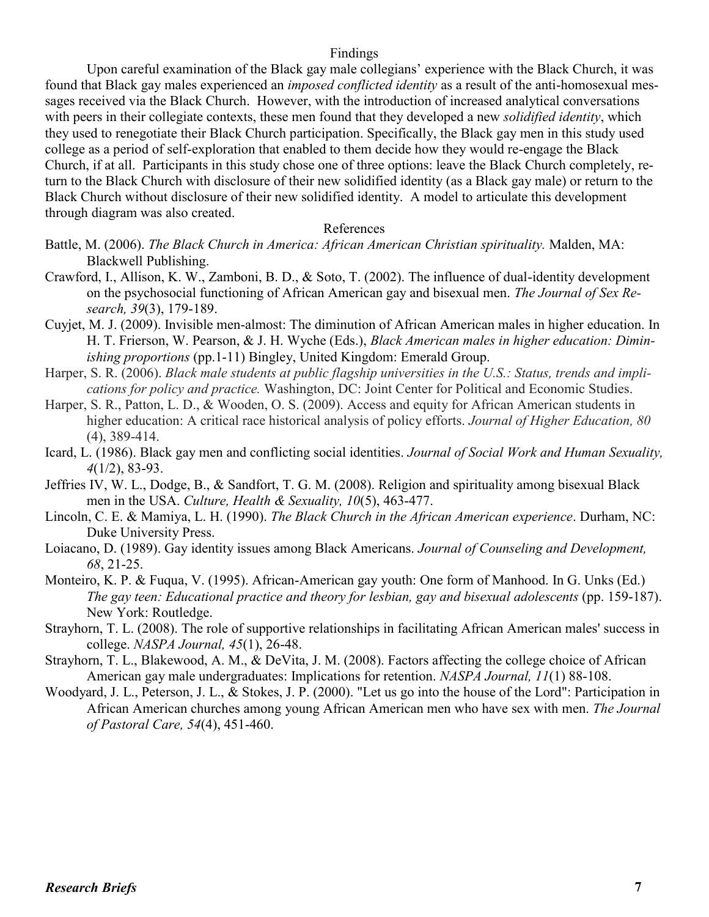## Findings

Upon careful examination of the Black gay male collegians' experience with the Black Church, it was found that Black gay males experienced an *imposed conflicted identity* as a result of the anti-homosexual messages received via the Black Church. However, with the introduction of increased analytical conversations with peers in their collegiate contexts, these men found that they developed a new *solidified identity*, which they used to renegotiate their Black Church participation. Specifically, the Black gay men in this study used college as a period of self-exploration that enabled to them decide how they would re-engage the Black Church, if at all. Participants in this study chose one of three options: leave the Black Church completely, return to the Black Church with disclosure of their new solidified identity (as a Black gay male) or return to the Black Church without disclosure of their new solidified identity. A model to articulate this development through diagram was also created.

## References

Battle, M. (2006). *The Black Church in America: African American Christian spirituality.* Malden, MA: Blackwell Publishing.

Crawford, I., Allison, K. W., Zamboni, B. D., & Soto, T. (2002). The influence of dual-identity development on the psychosocial functioning of African American gay and bisexual men. *The Journal of Sex Research, 39*(3), 179-189.

Cuyjet, M. J. (2009). Invisible men-almost: The diminution of African American males in higher education. In H. T. Frierson, W. Pearson, & J. H. Wyche (Eds.), *Black American males in higher education: Diminishing proportions* (pp.1-11) Bingley, United Kingdom: Emerald Group.

Harper, S. R. (2006). *Black male students at public flagship universities in the U.S.: Status, trends and implications for policy and practice.* Washington, DC: Joint Center for Political and Economic Studies.

Harper, S. R., Patton, L. D., & Wooden, O. S. (2009). Access and equity for African American students in higher education: A critical race historical analysis of policy efforts. *Journal of Higher Education, 80* (4), 389-414.

Icard, L. (1986). Black gay men and conflicting social identities. *Journal of Social Work and Human Sexuality, 4*(1/2), 83-93.

Jeffries IV, W. L., Dodge, B., & Sandfort, T. G. M. (2008). Religion and spirituality among bisexual Black men in the USA. *Culture, Health & Sexuality, 10*(5), 463-477.

Lincoln, C. E. & Mamiya, L. H. (1990). *The Black Church in the African American experience*. Durham, NC: Duke University Press.

Loiacano, D. (1989). Gay identity issues among Black Americans. *Journal of Counseling and Development, 68*, 21-25.

Monteiro, K. P. & Fuqua, V. (1995). African-American gay youth: One form of Manhood. In G. Unks (Ed.) *The gay teen: Educational practice and theory for lesbian, gay and bisexual adolescents* (pp. 159-187). New York: Routledge.

Strayhorn, T. L. (2008). The role of supportive relationships in facilitating African American males' success in college. *NASPA Journal, 45*(1), 26-48.

Strayhorn, T. L., Blakewood, A. M., & DeVita, J. M. (2008). Factors affecting the college choice of African American gay male undergraduates: Implications for retention. *NASPA Journal, 11*(1) 88-108.

Woodyard, J. L., Peterson, J. L., & Stokes, J. P. (2000). "Let us go into the house of the Lord": Participation in African American churches among young African American men who have sex with men. *The Journal of Pastoral Care, 54*(4), 451-460.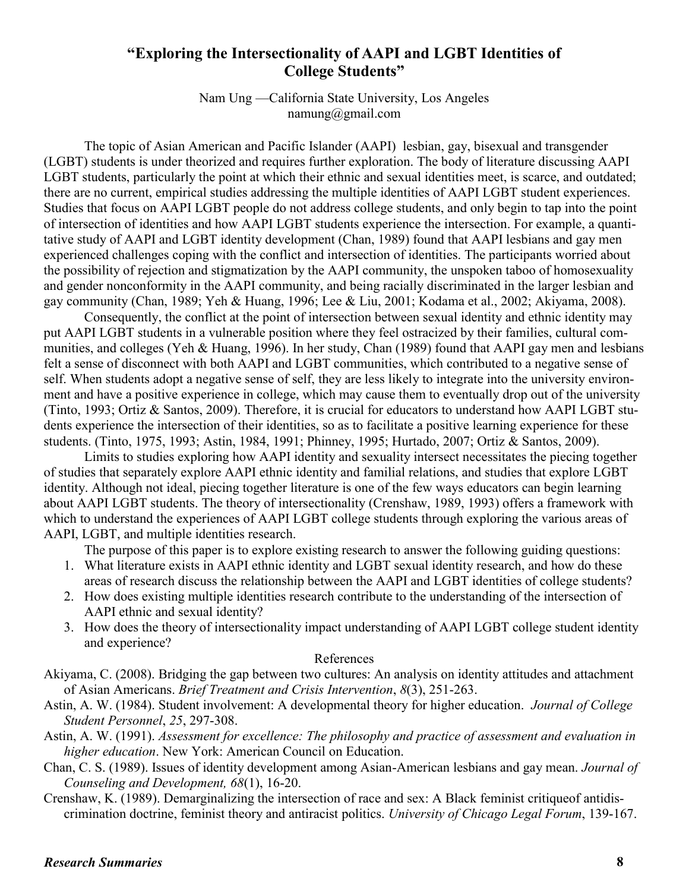# "Exploring the Intersectionality of AAPI and LGBT Identities of College Students"

Nam Ung —California State University, Los Angeles
namung@gmail.com

The topic of Asian American and Pacific Islander (AAPI) lesbian, gay, bisexual and transgender (LGBT) students is under theorized and requires further exploration. The body of literature discussing AAPI LGBT students, particularly the point at which their ethnic and sexual identities meet, is scarce, and outdated; there are no current, empirical studies addressing the multiple identities of AAPI LGBT student experiences. Studies that focus on AAPI LGBT people do not address college students, and only begin to tap into the point of intersection of identities and how AAPI LGBT students experience the intersection. For example, a quantitative study of AAPI and LGBT identity development (Chan, 1989) found that AAPI lesbians and gay men experienced challenges coping with the conflict and intersection of identities. The participants worried about the possibility of rejection and stigmatization by the AAPI community, the unspoken taboo of homosexuality and gender nonconformity in the AAPI community, and being racially discriminated in the larger lesbian and gay community (Chan, 1989; Yeh & Huang, 1996; Lee & Liu, 2001; Kodama et al., 2002; Akiyama, 2008).

Consequently, the conflict at the point of intersection between sexual identity and ethnic identity may put AAPI LGBT students in a vulnerable position where they feel ostracized by their families, cultural communities, and colleges (Yeh & Huang, 1996). In her study, Chan (1989) found that AAPI gay men and lesbians felt a sense of disconnect with both AAPI and LGBT communities, which contributed to a negative sense of self. When students adopt a negative sense of self, they are less likely to integrate into the university environment and have a positive experience in college, which may cause them to eventually drop out of the university (Tinto, 1993; Ortiz & Santos, 2009). Therefore, it is crucial for educators to understand how AAPI LGBT students experience the intersection of their identities, so as to facilitate a positive learning experience for these students. (Tinto, 1975, 1993; Astin, 1984, 1991; Phinney, 1995; Hurtado, 2007; Ortiz & Santos, 2009).

Limits to studies exploring how AAPI identity and sexuality intersect necessitates the piecing together of studies that separately explore AAPI ethnic identity and familial relations, and studies that explore LGBT identity. Although not ideal, piecing together literature is one of the few ways educators can begin learning about AAPI LGBT students. The theory of intersectionality (Crenshaw, 1989, 1993) offers a framework with which to understand the experiences of AAPI LGBT college students through exploring the various areas of AAPI, LGBT, and multiple identities research.

The purpose of this paper is to explore existing research to answer the following guiding questions:

1. What literature exists in AAPI ethnic identity and LGBT sexual identity research, and how do these areas of research discuss the relationship between the AAPI and LGBT identities of college students?
2. How does existing multiple identities research contribute to the understanding of the intersection of AAPI ethnic and sexual identity?
3. How does the theory of intersectionality impact understanding of AAPI LGBT college student identity and experience?

## References

Akiyama, C. (2008). Bridging the gap between two cultures: An analysis on identity attitudes and attachment of Asian Americans. *Brief Treatment and Crisis Intervention*, *8*(3), 251-263.

Astin, A. W. (1984). Student involvement: A developmental theory for higher education. *Journal of College Student Personnel*, *25*, 297-308.

Astin, A. W. (1991). *Assessment for excellence: The philosophy and practice of assessment and evaluation in higher education*. New York: American Council on Education.

Chan, C. S. (1989). Issues of identity development among Asian-American lesbians and gay mean. *Journal of Counseling and Development, 68*(1), 16-20.

Crenshaw, K. (1989). Demarginalizing the intersection of race and sex: A Black feminist critiqueof antidiscrimination doctrine, feminist theory and antiracist politics. *University of Chicago Legal Forum*, 139-167.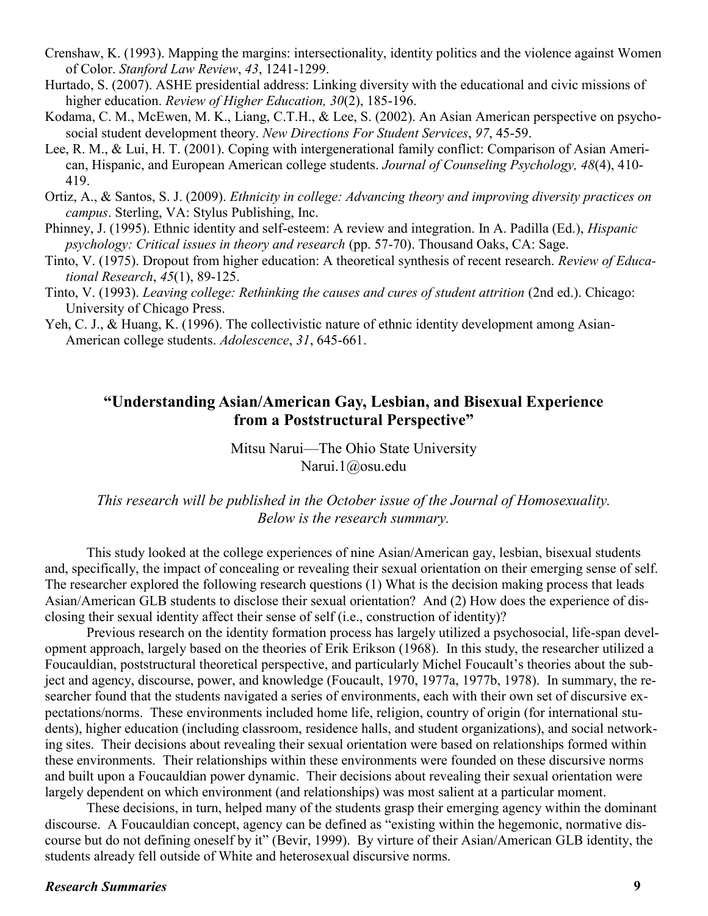Crenshaw, K. (1993). Mapping the margins: intersectionality, identity politics and the violence against Women of Color. *Stanford Law Review*, *43*, 1241-1299.

Hurtado, S. (2007). ASHE presidential address: Linking diversity with the educational and civic missions of higher education. *Review of Higher Education, 30*(2), 185-196.

Kodama, C. M., McEwen, M. K., Liang, C.T.H., & Lee, S. (2002). An Asian American perspective on psychosocial student development theory. *New Directions For Student Services*, *97*, 45-59.

Lee, R. M., & Lui, H. T. (2001). Coping with intergenerational family conflict: Comparison of Asian American, Hispanic, and European American college students. *Journal of Counseling Psychology, 48*(4), 410-419.

Ortiz, A., & Santos, S. J. (2009). *Ethnicity in college: Advancing theory and improving diversity practices on campus*. Sterling, VA: Stylus Publishing, Inc.

Phinney, J. (1995). Ethnic identity and self-esteem: A review and integration. In A. Padilla (Ed.), *Hispanic psychology: Critical issues in theory and research* (pp. 57-70). Thousand Oaks, CA: Sage.

Tinto, V. (1975). Dropout from higher education: A theoretical synthesis of recent research. *Review of Educational Research*, *45*(1), 89-125.

Tinto, V. (1993). *Leaving college: Rethinking the causes and cures of student attrition* (2nd ed.). Chicago: University of Chicago Press.

Yeh, C. J., & Huang, K. (1996). The collectivistic nature of ethnic identity development among Asian-American college students. *Adolescence*, *31*, 645-661.

## "Understanding Asian/American Gay, Lesbian, and Bisexual Experience from a Poststructural Perspective"

Mitsu Narui—The Ohio State University
Narui.1@osu.edu

*This research will be published in the October issue of the Journal of Homosexuality. Below is the research summary.*

This study looked at the college experiences of nine Asian/American gay, lesbian, bisexual students and, specifically, the impact of concealing or revealing their sexual orientation on their emerging sense of self. The researcher explored the following research questions (1) What is the decision making process that leads Asian/American GLB students to disclose their sexual orientation? And (2) How does the experience of disclosing their sexual identity affect their sense of self (i.e., construction of identity)?

Previous research on the identity formation process has largely utilized a psychosocial, life-span development approach, largely based on the theories of Erik Erikson (1968). In this study, the researcher utilized a Foucauldian, poststructural theoretical perspective, and particularly Michel Foucault's theories about the subject and agency, discourse, power, and knowledge (Foucault, 1970, 1977a, 1977b, 1978). In summary, the researcher found that the students navigated a series of environments, each with their own set of discursive expectations/norms. These environments included home life, religion, country of origin (for international students), higher education (including classroom, residence halls, and student organizations), and social networking sites. Their decisions about revealing their sexual orientation were based on relationships formed within these environments. Their relationships within these environments were founded on these discursive norms and built upon a Foucauldian power dynamic. Their decisions about revealing their sexual orientation were largely dependent on which environment (and relationships) was most salient at a particular moment.

These decisions, in turn, helped many of the students grasp their emerging agency within the dominant discourse. A Foucauldian concept, agency can be defined as "existing within the hegemonic, normative discourse but do not defining oneself by it" (Bevir, 1999). By virture of their Asian/American GLB identity, the students already fell outside of White and heterosexual discursive norms.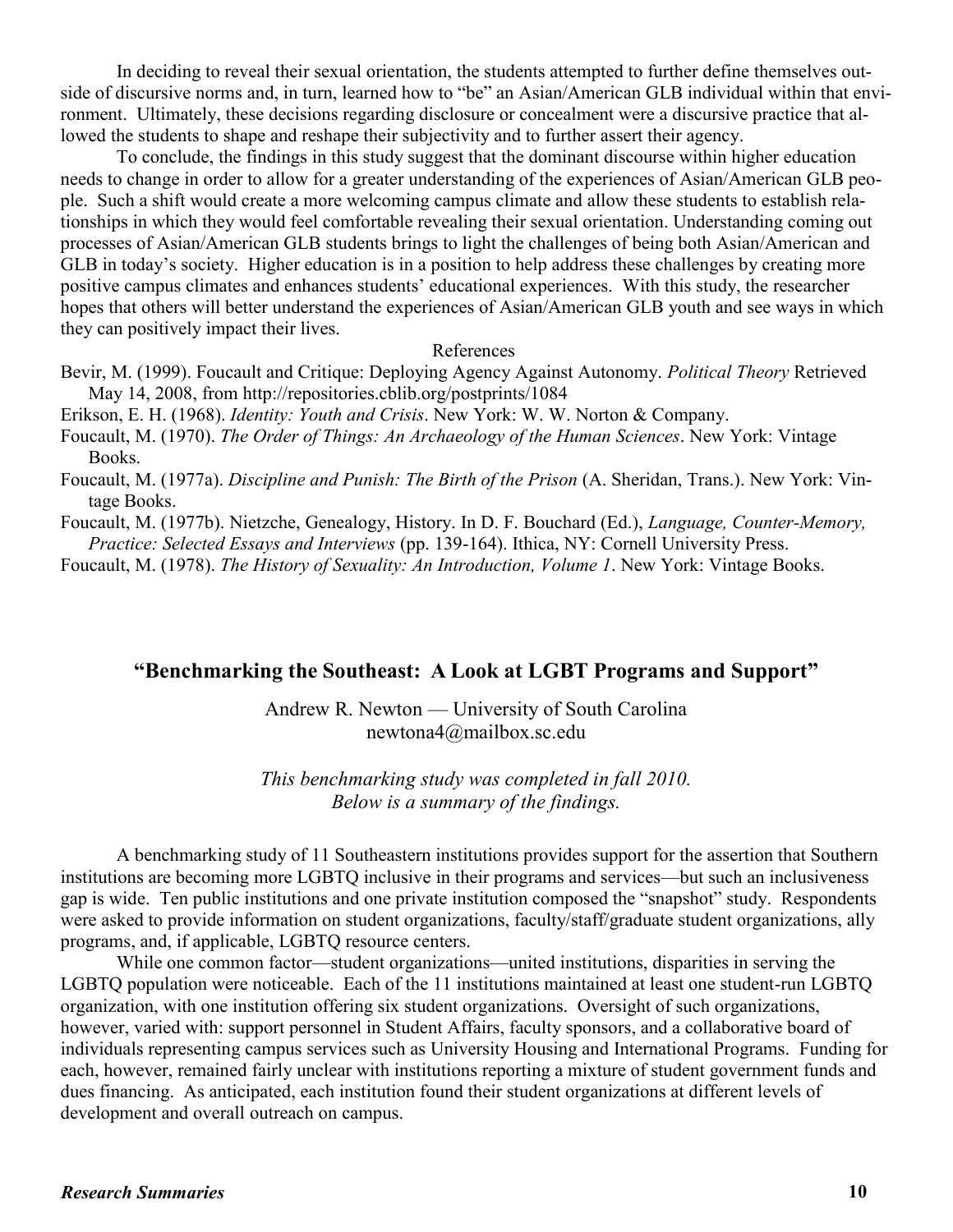In deciding to reveal their sexual orientation, the students attempted to further define themselves outside of discursive norms and, in turn, learned how to "be" an Asian/American GLB individual within that environment. Ultimately, these decisions regarding disclosure or concealment were a discursive practice that allowed the students to shape and reshape their subjectivity and to further assert their agency.

To conclude, the findings in this study suggest that the dominant discourse within higher education needs to change in order to allow for a greater understanding of the experiences of Asian/American GLB people. Such a shift would create a more welcoming campus climate and allow these students to establish relationships in which they would feel comfortable revealing their sexual orientation. Understanding coming out processes of Asian/American GLB students brings to light the challenges of being both Asian/American and GLB in today's society. Higher education is in a position to help address these challenges by creating more positive campus climates and enhances students' educational experiences. With this study, the researcher hopes that others will better understand the experiences of Asian/American GLB youth and see ways in which they can positively impact their lives.

References

Bevir, M. (1999). Foucault and Critique: Deploying Agency Against Autonomy. *Political Theory* Retrieved May 14, 2008, from http://repositories.cblib.org/postprints/1084

Erikson, E. H. (1968). *Identity: Youth and Crisis*. New York: W. W. Norton & Company.

Foucault, M. (1970). *The Order of Things: An Archaeology of the Human Sciences*. New York: Vintage Books.

Foucault, M. (1977a). *Discipline and Punish: The Birth of the Prison* (A. Sheridan, Trans.). New York: Vintage Books.

Foucault, M. (1977b). Nietzche, Genealogy, History. In D. F. Bouchard (Ed.), *Language, Counter-Memory, Practice: Selected Essays and Interviews* (pp. 139-164). Ithica, NY: Cornell University Press.

Foucault, M. (1978). *The History of Sexuality: An Introduction, Volume 1*. New York: Vintage Books.

## "Benchmarking the Southeast: A Look at LGBT Programs and Support"

Andrew R. Newton — University of South Carolina
newtona4@mailbox.sc.edu

*This benchmarking study was completed in fall 2010.*
*Below is a summary of the findings.*

A benchmarking study of 11 Southeastern institutions provides support for the assertion that Southern institutions are becoming more LGBTQ inclusive in their programs and services—but such an inclusiveness gap is wide. Ten public institutions and one private institution composed the "snapshot" study. Respondents were asked to provide information on student organizations, faculty/staff/graduate student organizations, ally programs, and, if applicable, LGBTQ resource centers.

While one common factor—student organizations—united institutions, disparities in serving the LGBTQ population were noticeable. Each of the 11 institutions maintained at least one student-run LGBTQ organization, with one institution offering six student organizations. Oversight of such organizations, however, varied with: support personnel in Student Affairs, faculty sponsors, and a collaborative board of individuals representing campus services such as University Housing and International Programs. Funding for each, however, remained fairly unclear with institutions reporting a mixture of student government funds and dues financing. As anticipated, each institution found their student organizations at different levels of development and overall outreach on campus.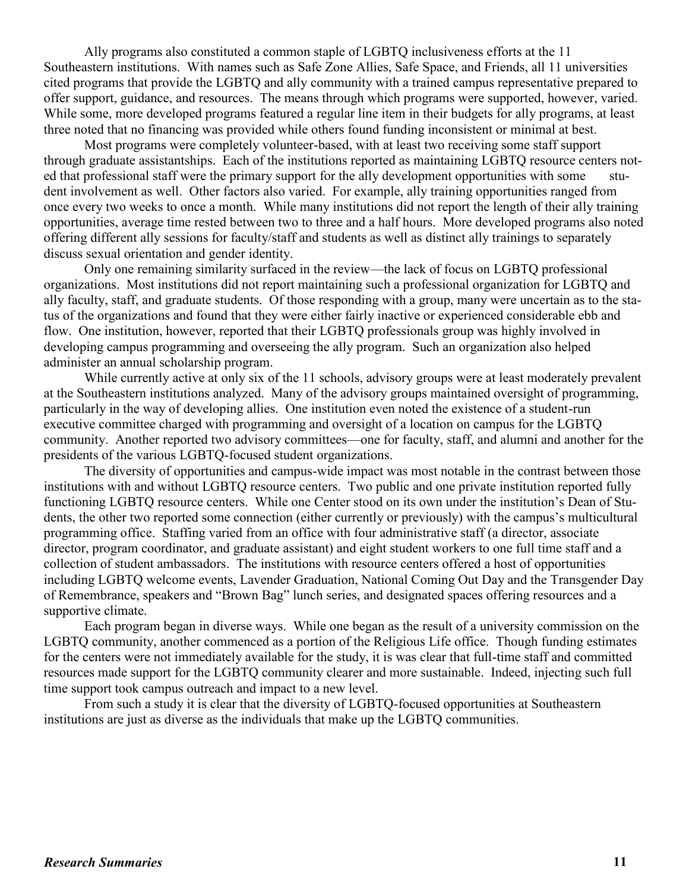Ally programs also constituted a common staple of LGBTQ inclusiveness efforts at the 11 Southeastern institutions. With names such as Safe Zone Allies, Safe Space, and Friends, all 11 universities cited programs that provide the LGBTQ and ally community with a trained campus representative prepared to offer support, guidance, and resources. The means through which programs were supported, however, varied. While some, more developed programs featured a regular line item in their budgets for ally programs, at least three noted that no financing was provided while others found funding inconsistent or minimal at best.

Most programs were completely volunteer-based, with at least two receiving some staff support through graduate assistantships. Each of the institutions reported as maintaining LGBTQ resource centers noted that professional staff were the primary support for the ally development opportunities with some student involvement as well. Other factors also varied. For example, ally training opportunities ranged from once every two weeks to once a month. While many institutions did not report the length of their ally training opportunities, average time rested between two to three and a half hours. More developed programs also noted offering different ally sessions for faculty/staff and students as well as distinct ally trainings to separately discuss sexual orientation and gender identity.

Only one remaining similarity surfaced in the review—the lack of focus on LGBTQ professional organizations. Most institutions did not report maintaining such a professional organization for LGBTQ and ally faculty, staff, and graduate students. Of those responding with a group, many were uncertain as to the status of the organizations and found that they were either fairly inactive or experienced considerable ebb and flow. One institution, however, reported that their LGBTQ professionals group was highly involved in developing campus programming and overseeing the ally program. Such an organization also helped administer an annual scholarship program.

While currently active at only six of the 11 schools, advisory groups were at least moderately prevalent at the Southeastern institutions analyzed. Many of the advisory groups maintained oversight of programming, particularly in the way of developing allies. One institution even noted the existence of a student-run executive committee charged with programming and oversight of a location on campus for the LGBTQ community. Another reported two advisory committees—one for faculty, staff, and alumni and another for the presidents of the various LGBTQ-focused student organizations.

The diversity of opportunities and campus-wide impact was most notable in the contrast between those institutions with and without LGBTQ resource centers. Two public and one private institution reported fully functioning LGBTQ resource centers. While one Center stood on its own under the institution's Dean of Students, the other two reported some connection (either currently or previously) with the campus's multicultural programming office. Staffing varied from an office with four administrative staff (a director, associate director, program coordinator, and graduate assistant) and eight student workers to one full time staff and a collection of student ambassadors. The institutions with resource centers offered a host of opportunities including LGBTQ welcome events, Lavender Graduation, National Coming Out Day and the Transgender Day of Remembrance, speakers and "Brown Bag" lunch series, and designated spaces offering resources and a supportive climate.

Each program began in diverse ways. While one began as the result of a university commission on the LGBTQ community, another commenced as a portion of the Religious Life office. Though funding estimates for the centers were not immediately available for the study, it is was clear that full-time staff and committed resources made support for the LGBTQ community clearer and more sustainable. Indeed, injecting such full time support took campus outreach and impact to a new level.

From such a study it is clear that the diversity of LGBTQ-focused opportunities at Southeastern institutions are just as diverse as the individuals that make up the LGBTQ communities.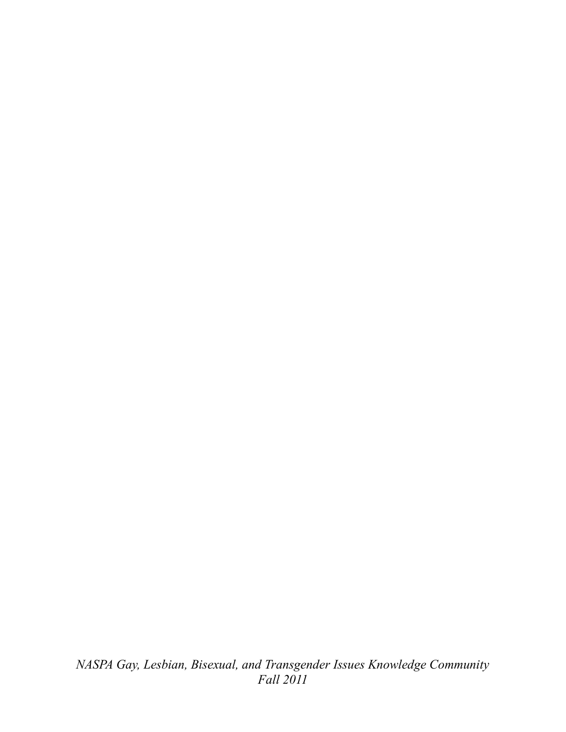*NASPA Gay, Lesbian, Bisexual, and Transgender Issues Knowledge Community*
*Fall 2011*